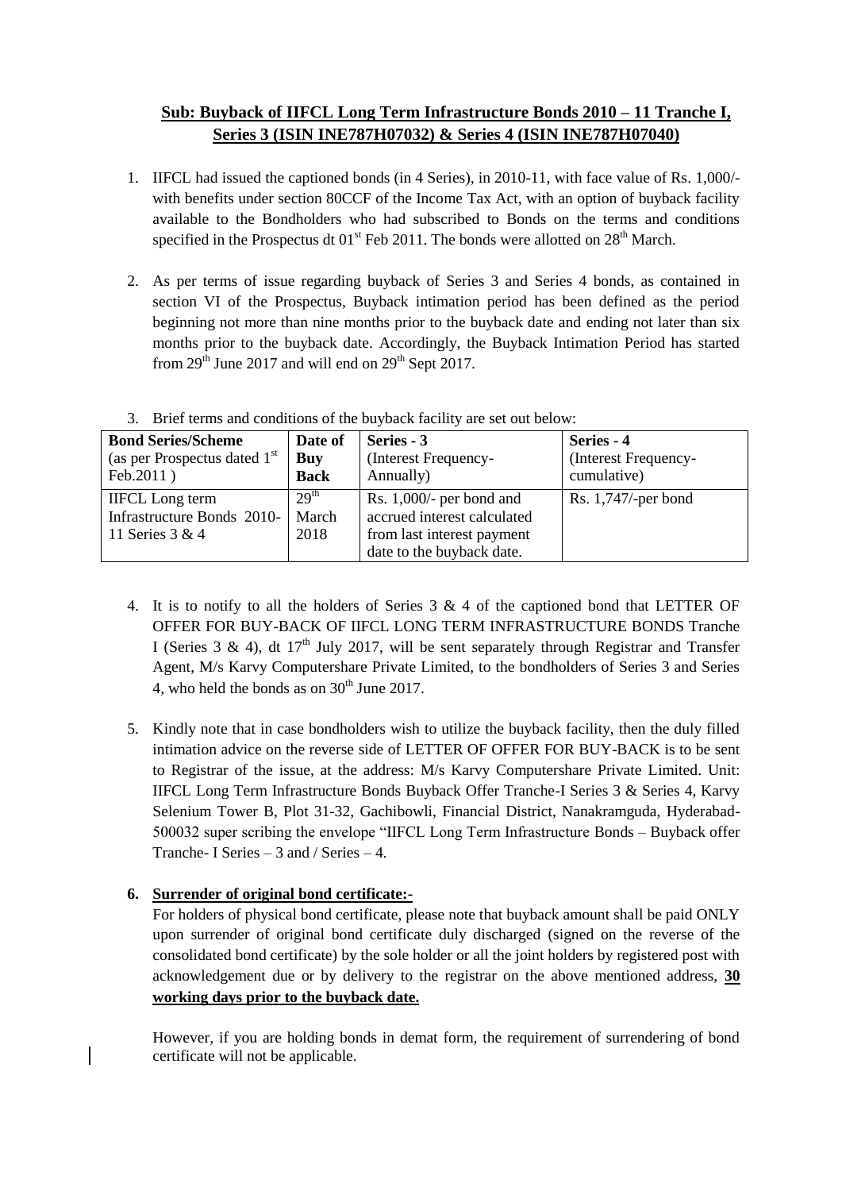**Sub: Buyback of IIFCL Long Term Infrastructure Bonds 2010 – 11 Tranche I, Series 3 (ISIN INE787H07032) & Series 4 (ISIN INE787H07040)**

1. IIFCL had issued the captioned bonds (in 4 Series), in 2010-11, with face value of Rs. 1,000/- with benefits under section 80CCF of the Income Tax Act, with an option of buyback facility available to the Bondholders who had subscribed to Bonds on the terms and conditions specified in the Prospectus dt 01st Feb 2011. The bonds were allotted on 28th March.

2. As per terms of issue regarding buyback of Series 3 and Series 4 bonds, as contained in section VI of the Prospectus, Buyback intimation period has been defined as the period beginning not more than nine months prior to the buyback date and ending not later than six months prior to the buyback date. Accordingly, the Buyback Intimation Period has started from 29th June 2017 and will end on 29th Sept 2017.

3. Brief terms and conditions of the buyback facility are set out below:

| **Bond Series/Scheme** (as per Prospectus dated 1st Feb.2011 ) | **Date of Buy Back** | **Series - 3** (Interest Frequency- Annually) | **Series - 4** (Interest Frequency- cumulative) |
|---|---|---|---|
| IIFCL Long term Infrastructure Bonds 2010-11 Series 3 & 4 | 29th March 2018 | Rs. 1,000/- per bond and accrued interest calculated from last interest payment date to the buyback date. | Rs. 1,747/-per bond |

4. It is to notify to all the holders of Series 3 & 4 of the captioned bond that LETTER OF OFFER FOR BUY-BACK OF IIFCL LONG TERM INFRASTRUCTURE BONDS Tranche I (Series 3 & 4), dt 17th July 2017, will be sent separately through Registrar and Transfer Agent, M/s Karvy Computershare Private Limited, to the bondholders of Series 3 and Series 4, who held the bonds as on 30th June 2017.

5. Kindly note that in case bondholders wish to utilize the buyback facility, then the duly filled intimation advice on the reverse side of LETTER OF OFFER FOR BUY-BACK is to be sent to Registrar of the issue, at the address: M/s Karvy Computershare Private Limited. Unit: IIFCL Long Term Infrastructure Bonds Buyback Offer Tranche-I Series 3 & Series 4, Karvy Selenium Tower B, Plot 31-32, Gachibowli, Financial District, Nanakramguda, Hyderabad-500032 super scribing the envelope "IIFCL Long Term Infrastructure Bonds – Buyback offer Tranche- I Series – 3 and / Series – 4.

6. **Surrender of original bond certificate:-**

   For holders of physical bond certificate, please note that buyback amount shall be paid ONLY upon surrender of original bond certificate duly discharged (signed on the reverse of the consolidated bond certificate) by the sole holder or all the joint holders by registered post with acknowledgement due or by delivery to the registrar on the above mentioned address, **30 working days prior to the buyback date.**

   However, if you are holding bonds in demat form, the requirement of surrendering of bond certificate will not be applicable.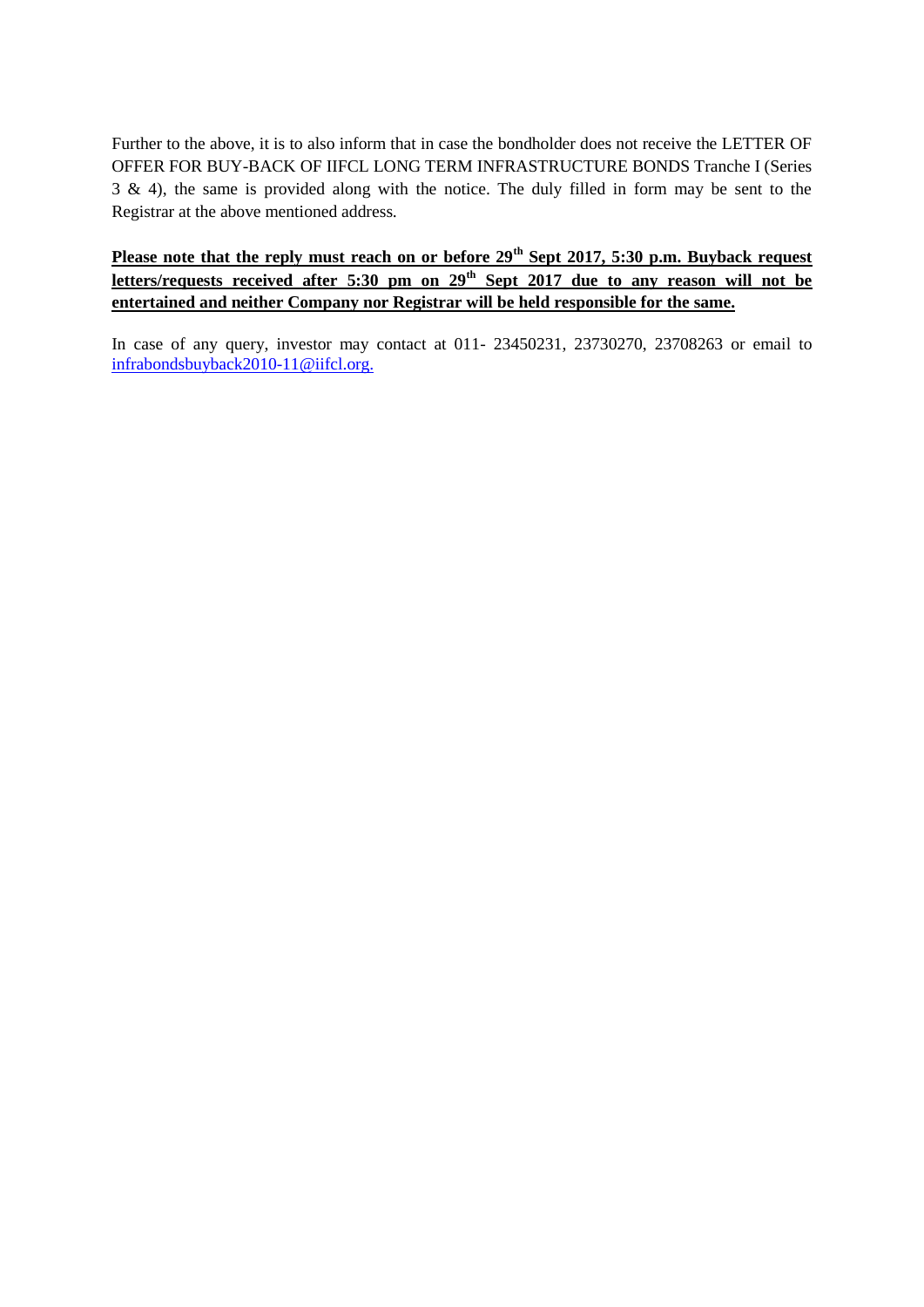Further to the above, it is to also inform that in case the bondholder does not receive the LETTER OF OFFER FOR BUY-BACK OF IIFCL LONG TERM INFRASTRUCTURE BONDS Tranche I (Series 3 & 4), the same is provided along with the notice. The duly filled in form may be sent to the Registrar at the above mentioned address.

**Please note that the reply must reach on or before 29th Sept 2017, 5:30 p.m. Buyback request letters/requests received after 5:30 pm on 29th Sept 2017 due to any reason will not be entertained and neither Company nor Registrar will be held responsible for the same.**

In case of any query, investor may contact at 011- 23450231, 23730270, 23708263 or email to infrabondsbuyback2010-11@iifcl.org.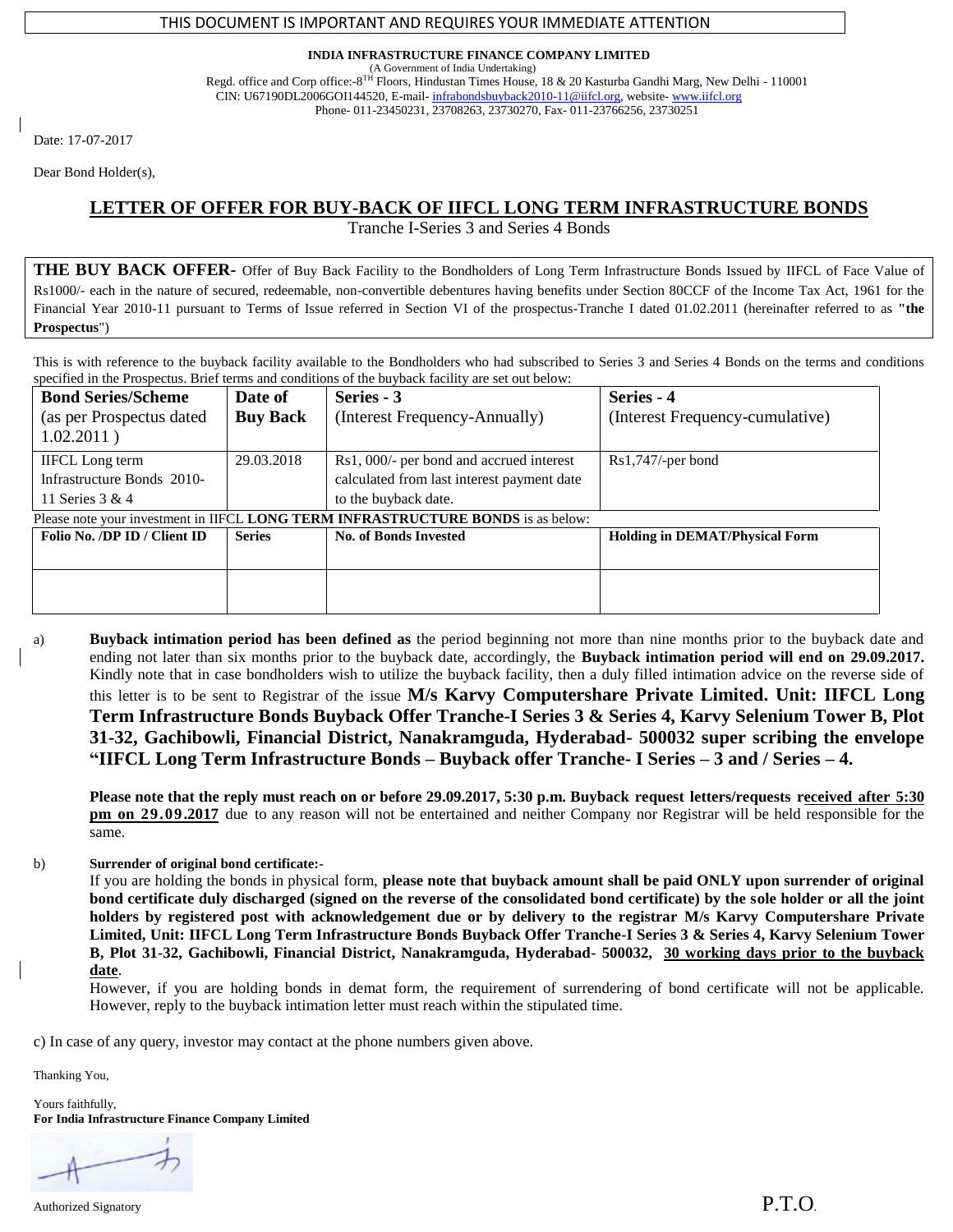THIS DOCUMENT IS IMPORTANT AND REQUIRES YOUR IMMEDIATE ATTENTION

**INDIA INFRASTRUCTURE FINANCE COMPANY LIMITED**
(A Government of India Undertaking)
Regd. office and Corp office:-8[TH] Floors, Hindustan Times House, 18 & 20 Kasturba Gandhi Marg, New Delhi - 110001
CIN: U67190DL2006GOI144520, E-mail- infrabondsbuyback2010-11@iifcl.org, website- www.iifcl.org
Phone- 011-23450231, 23708263, 23730270, Fax- 011-23766256, 23730251

Date: 17-07-2017

Dear Bond Holder(s),

## LETTER OF OFFER FOR BUY-BACK OF IIFCL LONG TERM INFRASTRUCTURE BONDS

Tranche I-Series 3 and Series 4 Bonds

**THE BUY BACK OFFER-** Offer of Buy Back Facility to the Bondholders of Long Term Infrastructure Bonds Issued by IIFCL of Face Value of Rs1000/- each in the nature of secured, redeemable, non-convertible debentures having benefits under Section 80CCF of the Income Tax Act, 1961 for the Financial Year 2010-11 pursuant to Terms of Issue referred in Section VI of the prospectus-Tranche I dated 01.02.2011 (hereinafter referred to as **"the Prospectus**")

This is with reference to the buyback facility available to the Bondholders who had subscribed to Series 3 and Series 4 Bonds on the terms and conditions specified in the Prospectus. Brief terms and conditions of the buyback facility are set out below:

| **Bond Series/Scheme** (as per Prospectus dated 1.02.2011 ) | **Date of Buy Back** | **Series - 3** (Interest Frequency-Annually) | **Series - 4** (Interest Frequency-cumulative) |
|---|---|---|---|
| IIFCL Long term Infrastructure Bonds 2010-11 Series 3 & 4 | 29.03.2018 | Rs1, 000/- per bond and accrued interest calculated from last interest payment date to the buyback date. | Rs1,747/-per bond |

Please note your investment in IIFCL **LONG TERM INFRASTRUCTURE BONDS** is as below:

| **Folio No. /DP ID / Client ID** | **Series** | **No. of Bonds Invested** | **Holding in DEMAT/Physical Form** |
|---|---|---|---|
| | | | |

a) **Buyback intimation period has been defined as** the period beginning not more than nine months prior to the buyback date and ending not later than six months prior to the buyback date, accordingly, the **Buyback intimation period will end on 29.09.2017.** Kindly note that in case bondholders wish to utilize the buyback facility, then a duly filled intimation advice on the reverse side of this letter is to be sent to Registrar of the issue **M/s Karvy Computershare Private Limited. Unit: IIFCL Long Term Infrastructure Bonds Buyback Offer Tranche-I Series 3 & Series 4, Karvy Selenium Tower B, Plot 31-32, Gachibowli, Financial District, Nanakramguda, Hyderabad- 500032 super scribing the envelope "IIFCL Long Term Infrastructure Bonds – Buyback offer Tranche- I Series – 3 and / Series – 4.**

**Please note that the reply must reach on or before 29.09.2017, 5:30 p.m. Buyback request letters/requests received after 5:30 pm on 29.09.2017** due to any reason will not be entertained and neither Company nor Registrar will be held responsible for the same.

b) **Surrender of original bond certificate:-**

If you are holding the bonds in physical form, **please note that buyback amount shall be paid ONLY upon surrender of original bond certificate duly discharged (signed on the reverse of the consolidated bond certificate) by the sole holder or all the joint holders by registered post with acknowledgement due or by delivery to the registrar M/s Karvy Computershare Private Limited, Unit: IIFCL Long Term Infrastructure Bonds Buyback Offer Tranche-I Series 3 & Series 4, Karvy Selenium Tower B, Plot 31-32, Gachibowli, Financial District, Nanakramguda, Hyderabad- 500032, 30 working days prior to the buyback date**.

However, if you are holding bonds in demat form, the requirement of surrendering of bond certificate will not be applicable. However, reply to the buyback intimation letter must reach within the stipulated time.

c) In case of any query, investor may contact at the phone numbers given above.

Thanking You,

Yours faithfully,
**For India Infrastructure Finance Company Limited**

Authorized Signatory

P.T.O.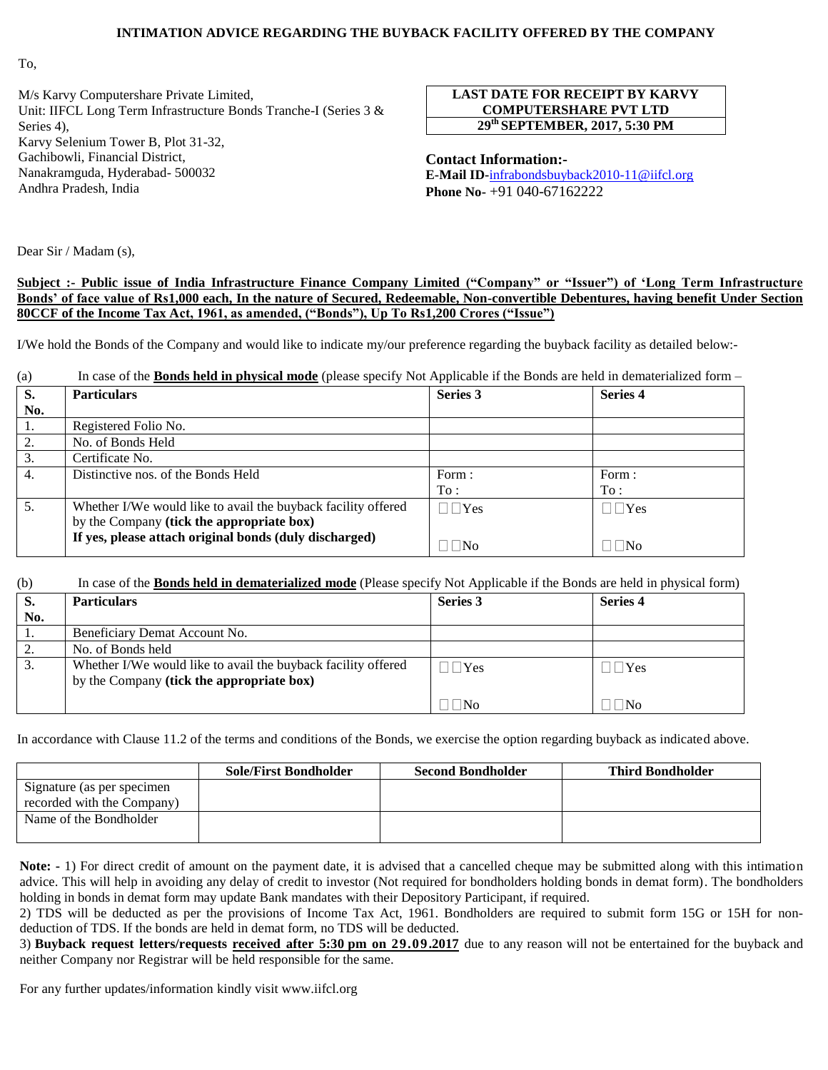## INTIMATION ADVICE REGARDING THE BUYBACK FACILITY OFFERED BY THE COMPANY

To,

M/s Karvy Computershare Private Limited,
Unit: IIFCL Long Term Infrastructure Bonds Tranche-I (Series 3 & Series 4),
Karvy Selenium Tower B, Plot 31-32,
Gachibowli, Financial District,
Nanakramguda, Hyderabad- 500032
Andhra Pradesh, India

| LAST DATE FOR RECEIPT BY KARVY COMPUTERSHARE PVT LTD |
|---|
| 29th SEPTEMBER, 2017, 5:30 PM |

**Contact Information:-**
**E-Mail ID**-infrabondsbuyback2010-11@iifcl.org
**Phone No-** +91 040-67162222

Dear Sir / Madam (s),

**Subject :- Public issue of India Infrastructure Finance Company Limited ("Company" or "Issuer") of 'Long Term Infrastructure Bonds' of face value of Rs1,000 each, In the nature of Secured, Redeemable, Non-convertible Debentures, having benefit Under Section 80CCF of the Income Tax Act, 1961, as amended, ("Bonds"), Up To Rs1,200 Crores ("Issue")**

I/We hold the Bonds of the Company and would like to indicate my/our preference regarding the buyback facility as detailed below:-

(a) In case of the **Bonds held in physical mode** (please specify Not Applicable if the Bonds are held in dematerialized form –

| S. No. | Particulars | Series 3 | Series 4 |
|---|---|---|---|
| 1. | Registered Folio No. | | |
| 2. | No. of Bonds Held | | |
| 3. | Certificate No. | | |
| 4. | Distinctive nos. of the Bonds Held | Form :<br>To : | Form :<br>To : |
| 5. | Whether I/We would like to avail the buyback facility offered by the Company **(tick the appropriate box)**<br>**If yes, please attach original bonds (duly discharged)** | ☐ Yes<br>☐ No | ☐ Yes<br>☐ No |

(b) In case of the **Bonds held in dematerialized mode** (Please specify Not Applicable if the Bonds are held in physical form)

| S. No. | Particulars | Series 3 | Series 4 |
|---|---|---|---|
| 1. | Beneficiary Demat Account No. | | |
| 2. | No. of Bonds held | | |
| 3. | Whether I/We would like to avail the buyback facility offered by the Company **(tick the appropriate box)** | ☐ Yes<br>☐ No | ☐ Yes<br>☐ No |

In accordance with Clause 11.2 of the terms and conditions of the Bonds, we exercise the option regarding buyback as indicated above.

| | Sole/First Bondholder | Second Bondholder | Third Bondholder |
|---|---|---|---|
| Signature (as per specimen recorded with the Company) | | | |
| Name of the Bondholder | | | |

**Note: -** 1) For direct credit of amount on the payment date, it is advised that a cancelled cheque may be submitted along with this intimation advice. This will help in avoiding any delay of credit to investor (Not required for bondholders holding bonds in demat form). The bondholders holding in bonds in demat form may update Bank mandates with their Depository Participant, if required.

2) TDS will be deducted as per the provisions of Income Tax Act, 1961. Bondholders are required to submit form 15G or 15H for non-deduction of TDS. If the bonds are held in demat form, no TDS will be deducted.

3) **Buyback request letters/requests received after 5:30 pm on 29.09.2017** due to any reason will not be entertained for the buyback and neither Company nor Registrar will be held responsible for the same.

For any further updates/information kindly visit www.iifcl.org